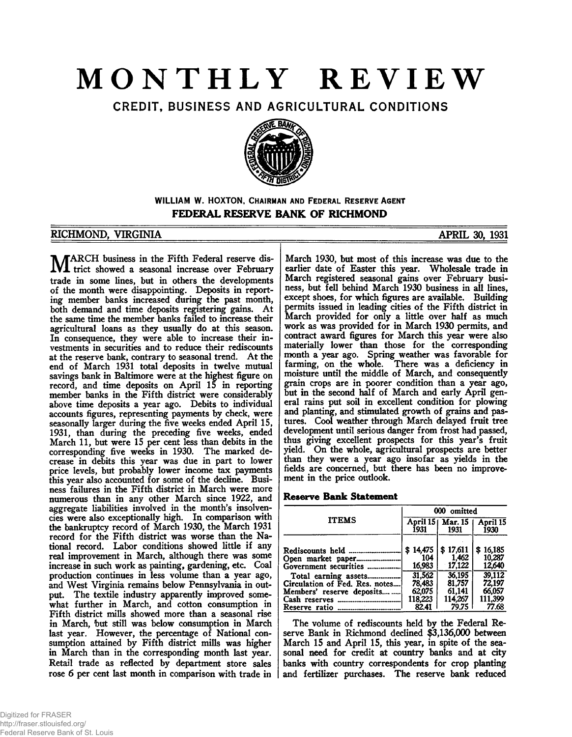# MONTHLY REVIEW

## CREDIT, BUSINESS AND AGRICULTURAL CONDITIONS

**WILLIAM W. HOXTON, CHAIRMAN AND FEDERAL RESERVE AGENT**

**FEDERAL RESERVE BANK OF RICHMOND**

RICHMOND, VIRGINIA — APRIL 30, 1931

MARCH business in the Fifth Federal reserve district showed a seasonal increase over February trade in some lines, but in others the developments of the month were disappointing. Deposits in reporting member banks increased during the past month, both demand and time deposits registering gains. At the same time the member banks failed to increase their agricultural loans as they usually do at this season. In consequence, they were able to increase their investments in securities and to reduce their rediscounts at the reserve bank, contrary to seasonal trend. At the end of March 1931 total deposits in twelve mutual savings bank in Baltimore were at the highest figure on record, and time deposits on April 15 in reporting member banks in the Fifth district were considerably above time deposits a year ago. Debits to individual accounts figures, representing payments by check, were seasonally larger during the five weeks ended April 15, 1931, than during the preceding five weeks, ended March 11, but were 15 per cent less than debits in the corresponding five weeks in 1930. The marked decrease in debits this year was due in part to lower price levels, but probably lower income tax payments this year also accounted for some of the decline. Business failures in the Fifth district in March were more numerous than in any other March since 1922, and aggregate liabilities involved in the month's insolvencies were also exceptionally high. In comparison with the bankruptcy record of March 1930, the March 1931 record for the Fifth district was worse than the National record. Labor conditions showed little if any real improvement in March, although there was some increase in such work as painting, gardening, etc. Coal production continues in less volume than a year ago, and West Virginia remains below Pennsylvania in output. The textile industry apparently improved somewhat further in March, and cotton consumption in Fifth district mills showed more than a seasonal rise in March, but still was below consumption in March last year. However, the percentage of National consumption attained by Fifth district mills was higher in March than in the corresponding month last year. Retail trade as reflected by department store sales rose 6 per cent last month in comparison with trade in March 1930, but most of this increase was due to the earlier date of Easter this year. Wholesale trade in March registered seasonal gains over February business, but fell behind March 1930 business in all lines, except shoes, for which figures are available. Building permits issued in leading cities of the Fifth district in March provided for only a little over half as much work as was provided for in March 1930 permits, and contract award figures for March this year were also materially lower than those for the corresponding month a year ago. Spring weather was favorable for farming, on the whole. There was a deficiency in moisture until the middle of March, and consequently grain crops are in poorer condition than a year ago, but in the second half of March and early April general rains put soil in excellent condition for plowing and planting, and stimulated growth of grains and pastures. Cool weather through March delayed fruit tree development until serious danger from frost had passed, thus giving excellent prospects for this year's fruit yield. On the whole, agricultural prospects are better than they were a year ago insofar as yields in the fields are concerned, but there has been no improvement in the price outlook.

### Reserve Bank Statement

| ITEMS | 000 omitted | | |
|---|---|---|---|
| | April 15 1931 | Mar. 15 1931 | April 15 1930 |
| Rediscounts held | $ 14,475 | $ 17,611 | $ 16,185 |
| Open market paper | 104 | 1,462 | 10,287 |
| Government securities | 16,983 | 17,122 | 12,640 |
| Total earning assets | 31,562 | 36,195 | 39,112 |
| Circulation of Fed. Res. notes | 78,483 | 81,757 | 72,197 |
| Members' reserve deposits | 62,075 | 61,141 | 66,057 |
| Cash reserves | 118,223 | 114,267 | 111,399 |
| Reserve ratio | 82.41 | 79.75 | 77.68 |

The volume of rediscounts held by the Federal Reserve Bank in Richmond declined $3,136,000 between March 15 and April 15, this year, in spite of the seasonal need for credit at country banks and at city banks with country correspondents for crop planting and fertilizer purchases. The reserve bank reduced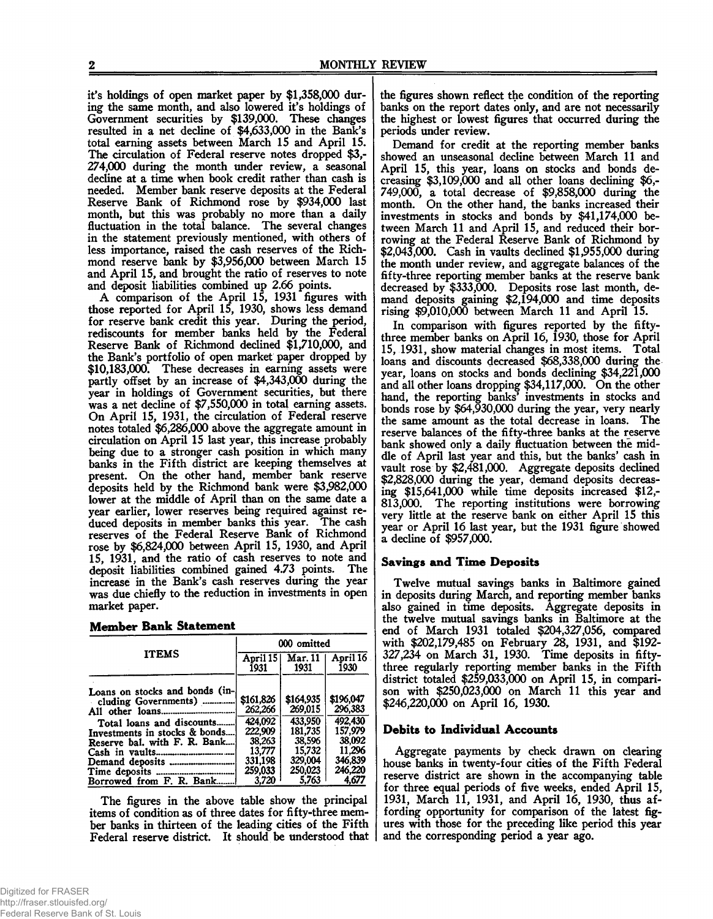it's holdings of open market paper by $1,358,000 during the same month, and also lowered it's holdings of Government securities by $139,000. These changes resulted in a net decline of $4,633,000 in the Bank's total earning assets between March 15 and April 15. The circulation of Federal reserve notes dropped $3,274,000 during the month under review, a seasonal decline at a time when book credit rather than cash is needed. Member bank reserve deposits at the Federal Reserve Bank of Richmond rose by $934,000 last month, but this was probably no more than a daily fluctuation in the total balance. The several changes in the statement previously mentioned, with others of less importance, raised the cash reserves of the Richmond reserve bank by $3,956,000 between March 15 and April 15, and brought the ratio of reserves to note and deposit liabilities combined up 2.66 points.

A comparison of the April 15, 1931 figures with those reported for April 15, 1930, shows less demand for reserve bank credit this year. During the period, rediscounts for member banks held by the Federal Reserve Bank of Richmond declined $1,710,000, and the Bank's portfolio of open market paper dropped by $10,183,000. These decreases in earning assets were partly offset by an increase of $4,343,000 during the year in holdings of Government securities, but there was a net decline of $7,550,000 in total earning assets. On April 15, 1931, the circulation of Federal reserve notes totaled $6,286,000 above the aggregate amount in circulation on April 15 last year, this increase probably being due to a stronger cash position in which many banks in the Fifth district are keeping themselves at present. On the other hand, member bank reserve deposits held by the Richmond bank were $3,982,000 lower at the middle of April than on the same date a year earlier, lower reserves being required against reduced deposits in member banks this year. The cash reserves of the Federal Reserve Bank of Richmond rose by $6,824,000 between April 15, 1930, and April 15, 1931, and the ratio of cash reserves to note and deposit liabilities combined gained 4.73 points. The increase in the Bank's cash reserves during the year was due chiefly to the reduction in investments in open market paper.

### Member Bank Statement

| ITEMS | 000 omitted | | |
|---|---|---|---|
| | April 15 1931 | Mar. 11 1931 | April 16 1930 |
| Loans on stocks and bonds (including Governments) | $161,826 | $164,935 | $196,047 |
| All other loans | 262,266 | 269,015 | 296,383 |
| Total loans and discounts | 424,092 | 433,950 | 492,430 |
| Investments in stocks & bonds | 222,909 | 181,735 | 157,979 |
| Reserve bal. with F. R. Bank | 38,263 | 38,596 | 38,092 |
| Cash in vaults | 13,777 | 15,732 | 11,296 |
| Demand deposits | 331,198 | 329,004 | 346,839 |
| Time deposits | 259,033 | 250,023 | 246,220 |
| Borrowed from F. R. Bank | 3,720 | 5,763 | 4,677 |

The figures in the above table show the principal items of condition as of three dates for fifty-three member banks in thirteen of the leading cities of the Fifth Federal reserve district. It should be understood that the figures shown reflect the condition of the reporting banks on the report dates only, and are not necessarily the highest or lowest figures that occurred during the periods under review.

Demand for credit at the reporting member banks showed an unseasonal decline between March 11 and April 15, this year, loans on stocks and bonds decreasing $3,109,000 and all other loans declining $6,749,000, a total decrease of $9,858,000 during the month. On the other hand, the banks increased their investments in stocks and bonds by $41,174,000 between March 11 and April 15, and reduced their borrowing at the Federal Reserve Bank of Richmond by $2,043,000. Cash in vaults declined $1,955,000 during the month under review, and aggregate balances of the fifty-three reporting member banks at the reserve bank decreased by $333,000. Deposits rose last month, demand deposits gaining $2,194,000 and time deposits rising $9,010,000 between March 11 and April 15.

In comparison with figures reported by the fifty-three member banks on April 16, 1930, those for April 15, 1931, show material changes in most items. Total loans and discounts decreased $68,338,000 during the year, loans on stocks and bonds declining $34,221,000 and all other loans dropping $34,117,000. On the other hand, the reporting banks' investments in stocks and bonds rose by $64,930,000 during the year, very nearly the same amount as the total decrease in loans. The reserve balances of the fifty-three banks at the reserve bank showed only a daily fluctuation between the middle of April last year and this, but the banks' cash in vault rose by $2,481,000. Aggregate deposits declined $2,828,000 during the year, demand deposits decreasing $15,641,000 while time deposits increased $12,813,000. The reporting institutions were borrowing very little at the reserve bank on either April 15 this year or April 16 last year, but the 1931 figure showed a decline of $957,000.

### Savings and Time Deposits

Twelve mutual savings banks in Baltimore gained in deposits during March, and reporting member banks also gained in time deposits. Aggregate deposits in the twelve mutual savings banks in Baltimore at the end of March 1931 totaled $204,327,056, compared with $202,179,485 on February 28, 1931, and $192,327,234 on March 31, 1930. Time deposits in fifty-three regularly reporting member banks in the Fifth district totaled $259,033,000 on April 15, in comparison with $250,023,000 on March 11 this year and $246,220,000 on April 16, 1930.

### Debits to Individual Accounts

Aggregate payments by check drawn on clearing house banks in twenty-four cities of the Fifth Federal reserve district are shown in the accompanying table for three equal periods of five weeks, ended April 15, 1931, March 11, 1931, and April 16, 1930, thus affording opportunity for comparison of the latest figures with those for the preceding like period this year and the corresponding period a year ago.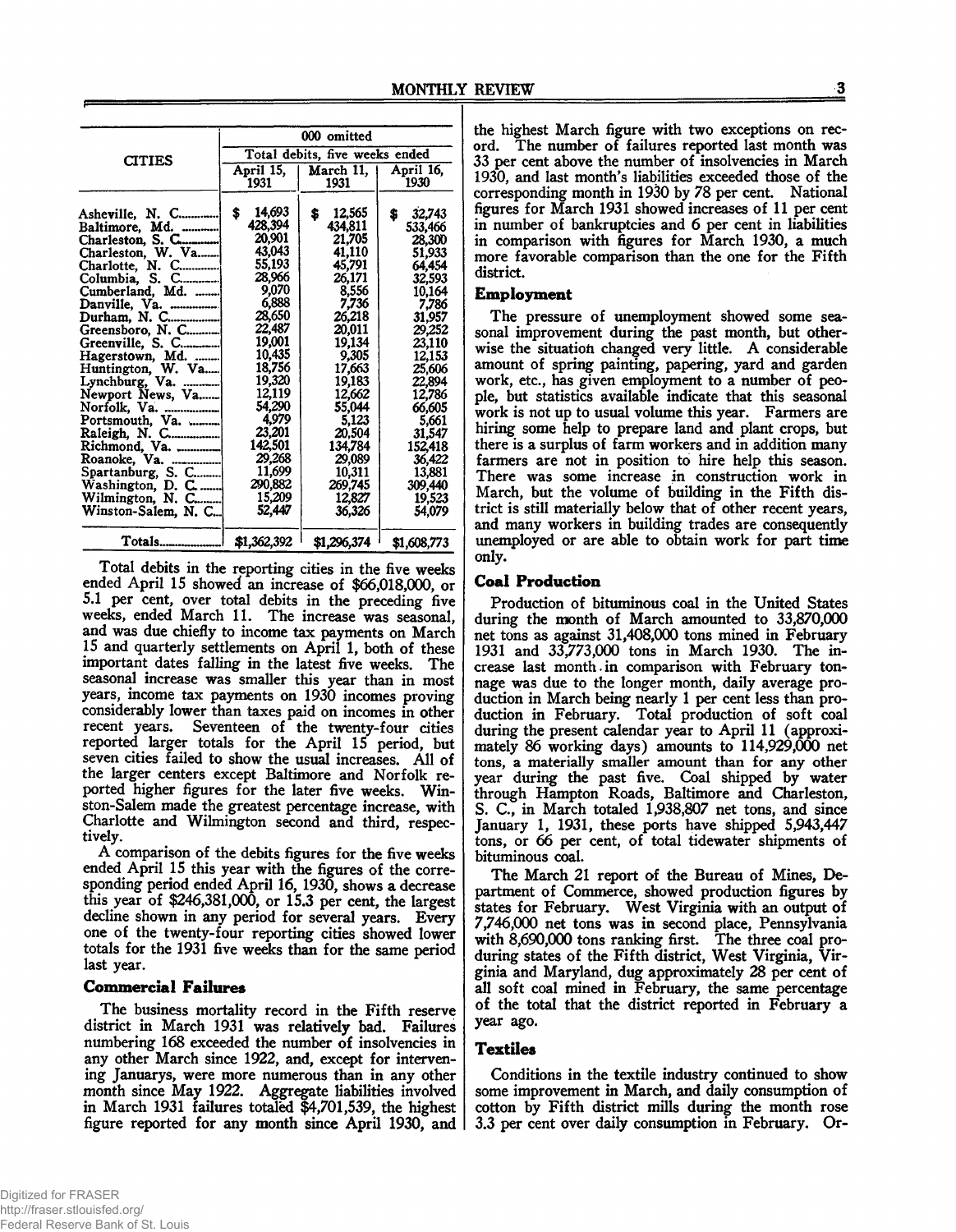| CITIES | 000 omitted | | |
|---|---|---|---|
| | Total debits, five weeks ended | | |
| | April 15, 1931 | March 11, 1931 | April 16, 1930 |
| Asheville, N. C. | $ 14,693 | $ 12,565 | $ 32,743 |
| Baltimore, Md. | 428,394 | 434,811 | 533,466 |
| Charleston, S. C. | 20,901 | 21,705 | 28,300 |
| Charleston, W. Va. | 43,043 | 41,110 | 51,933 |
| Charlotte, N. C. | 55,193 | 45,791 | 64,454 |
| Columbia, S. C. | 28,966 | 26,171 | 32,593 |
| Cumberland, Md. | 9,070 | 8,556 | 10,164 |
| Danville, Va. | 6,888 | 7,736 | 7,786 |
| Durham, N. C. | 28,650 | 26,218 | 31,957 |
| Greensboro, N. C. | 22,487 | 20,011 | 29,252 |
| Greenville, S. C. | 19,001 | 19,134 | 23,110 |
| Hagerstown, Md. | 10,435 | 9,305 | 12,153 |
| Huntington, W. Va. | 18,756 | 17,663 | 25,606 |
| Lynchburg, Va. | 19,320 | 19,183 | 22,894 |
| Newport News, Va. | 12,119 | 12,662 | 12,786 |
| Norfolk, Va. | 54,290 | 55,044 | 66,605 |
| Portsmouth, Va. | 4,979 | 5,123 | 5,661 |
| Raleigh, N. C. | 23,201 | 20,504 | 31,547 |
| Richmond, Va. | 142,501 | 134,784 | 152,418 |
| Roanoke, Va. | 29,268 | 29,089 | 36,422 |
| Spartanburg, S. C. | 11,699 | 10,311 | 13,881 |
| Washington, D. C. | 290,882 | 269,745 | 309,440 |
| Wilmington, N. C. | 15,209 | 12,827 | 19,523 |
| Winston-Salem, N. C. | 52,447 | 36,326 | 54,079 |
| Totals | $1,362,392 | $1,296,374 | $1,608,773 |

Total debits in the reporting cities in the five weeks ended April 15 showed an increase of $66,018,000, or 5.1 per cent, over total debits in the preceding five weeks, ended March 11. The increase was seasonal, and was due chiefly to income tax payments on March 15 and quarterly settlements on April 1, both of these important dates falling in the latest five weeks. The seasonal increase was smaller this year than in most years, income tax payments on 1930 incomes proving considerably lower than taxes paid on incomes in other recent years. Seventeen of the twenty-four cities reported larger totals for the April 15 period, but seven cities failed to show the usual increases. All of the larger centers except Baltimore and Norfolk reported higher figures for the later five weeks. Winston-Salem made the greatest percentage increase, with Charlotte and Wilmington second and third, respectively.

A comparison of the debits figures for the five weeks ended April 15 this year with the figures of the corresponding period ended April 16, 1930, shows a decrease this year of $246,381,000, or 15.3 per cent, the largest decline shown in any period for several years. Every one of the twenty-four reporting cities showed lower totals for the 1931 five weeks than for the same period last year.

## Commercial Failures

The business mortality record in the Fifth reserve district in March 1931 was relatively bad. Failures numbering 168 exceeded the number of insolvencies in any other March since 1922, and, except for intervening Januarys, were more numerous than in any other month since May 1922. Aggregate liabilities involved in March 1931 failures totaled $4,701,539, the highest figure reported for any month since April 1930, and the highest March figure with two exceptions on record. The number of failures reported last month was 33 per cent above the number of insolvencies in March 1930, and last month's liabilities exceeded those of the corresponding month in 1930 by 78 per cent. National figures for March 1931 showed increases of 11 per cent in number of bankruptcies and 6 per cent in liabilities in comparison with figures for March 1930, a much more favorable comparison than the one for the Fifth district.

## Employment

The pressure of unemployment showed some seasonal improvement during the past month, but otherwise the situation changed very little. A considerable amount of spring painting, papering, yard and garden work, etc., has given employment to a number of people, but statistics available indicate that this seasonal work is not up to usual volume this year. Farmers are hiring some help to prepare land and plant crops, but there is a surplus of farm workers and in addition many farmers are not in position to hire help this season. There was some increase in construction work in March, but the volume of building in the Fifth district is still materially below that of other recent years, and many workers in building trades are consequently unemployed or are able to obtain work for part time only.

## Coal Production

Production of bituminous coal in the United States during the month of March amounted to 33,870,000 net tons as against 31,408,000 tons mined in February 1931 and 33,773,000 tons in March 1930. The increase last month in comparison with February tonnage was due to the longer month, daily average production in March being nearly 1 per cent less than production in February. Total production of soft coal during the present calendar year to April 11 (approximately 86 working days) amounts to 114,929,000 net tons, a materially smaller amount than for any other year during the past five. Coal shipped by water through Hampton Roads, Baltimore and Charleston, S. C., in March totaled 1,938,807 net tons, and since January 1, 1931, these ports have shipped 5,943,447 tons, or 66 per cent, of total tidewater shipments of bituminous coal.

The March 21 report of the Bureau of Mines, Department of Commerce, showed production figures by states for February. West Virginia with an output of 7,746,000 net tons was in second place, Pennsylvania with 8,690,000 tons ranking first. The three coal producing states of the Fifth district, West Virginia, Virginia and Maryland, dug approximately 28 per cent of all soft coal mined in February, the same percentage of the total that the district reported in February a year ago.

## Textiles

Conditions in the textile industry continued to show some improvement in March, and daily consumption of cotton by Fifth district mills during the month rose 3.3 per cent over daily consumption in February. Or-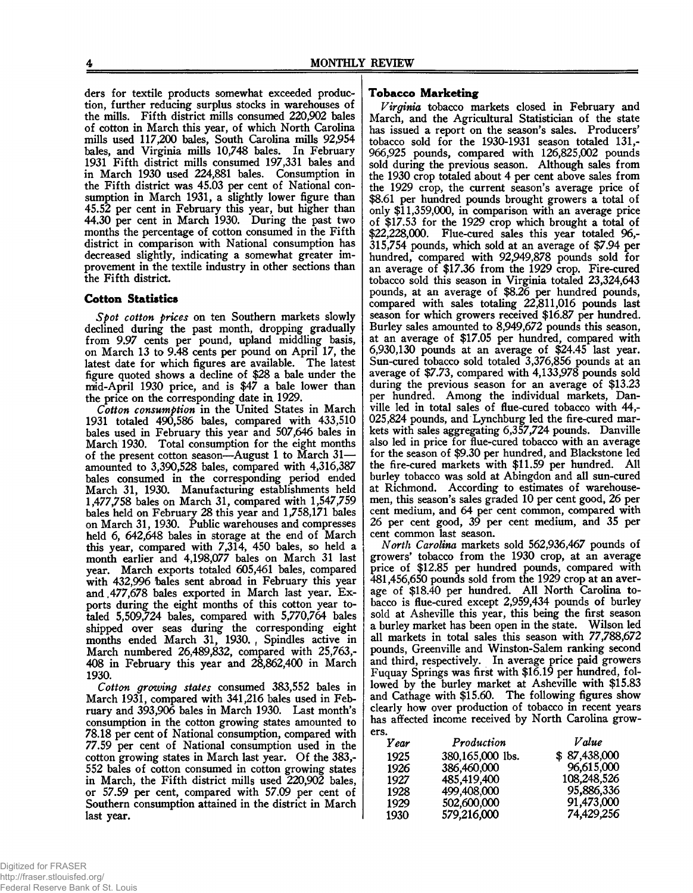ders for textile products somewhat exceeded production, further reducing surplus stocks in warehouses of the mills. Fifth district mills consumed 220,902 bales of cotton in March this year, of which North Carolina mills used 117,200 bales, South Carolina mills 92,954 bales, and Virginia mills 10,748 bales. In February 1931 Fifth district mills consumed 197,331 bales and in March 1930 used 224,881 bales. Consumption in the Fifth district was 45.03 per cent of National consumption in March 1931, a slightly lower figure than 45.52 per cent in February this year, but higher than 44.30 per cent in March 1930. During the past two months the percentage of cotton consumed in the Fifth district in comparison with National consumption has decreased slightly, indicating a somewhat greater improvement in the textile industry in other sections than the Fifth district.

## Cotton Statistics

*Spot cotton prices* on ten Southern markets slowly declined during the past month, dropping gradually from 9.97 cents per pound, upland middling basis, on March 13 to 9.48 cents per pound on April 17, the latest date for which figures are available. The latest figure quoted shows a decline of $28 a bale under the mid-April 1930 price, and is $47 a bale lower than the price on the corresponding date in 1929.

*Cotton consumption* in the United States in March 1931 totaled 490,586 bales, compared with 433,510 bales used in February this year and 507,646 bales in March 1930. Total consumption for the eight months of the present cotton season—August 1 to March 31—amounted to 3,390,528 bales, compared with 4,316,387 bales consumed in the corresponding period ended March 31, 1930. Manufacturing establishments held 1,477,758 bales on March 31, compared with 1,547,759 bales held on February 28 this year and 1,758,171 bales on March 31, 1930. Public warehouses and compresses held 6, 642,648 bales in storage at the end of March this year, compared with 7,314, 450 bales, so held a month earlier and 4,198,077 bales on March 31 last year. March exports totaled 605,461 bales, compared with 432,996 bales sent abroad in February this year and 477,678 bales exported in March last year. Exports during the eight months of this cotton year totaled 5,509,724 bales, compared with 5,770,764 bales shipped over seas during the corresponding eight months ended March 31, 1930. Spindles active in March numbered 26,489,832, compared with 25,763,408 in February this year and 28,862,400 in March 1930.

*Cotton growing states* consumed 383,552 bales in March 1931, compared with 341,216 bales used in February and 393,906 bales in March 1930. Last month's consumption in the cotton growing states amounted to 78.18 per cent of National consumption, compared with 77.59 per cent of National consumption used in the cotton growing states in March last year. Of the 383,552 bales of cotton consumed in cotton growing states in March, the Fifth district mills used 220,902 bales, or 57.59 per cent, compared with 57.09 per cent of Southern consumption attained in the district in March last year.

## Tobacco Marketing

*Virginia* tobacco markets closed in February and March, and the Agricultural Statistician of the state has issued a report on the season's sales. Producers' tobacco sold for the 1930-1931 season totaled 131,966,925 pounds, compared with 126,825,002 pounds sold during the previous season. Although sales from the 1930 crop totaled about 4 per cent above sales from the 1929 crop, the current season's average price of $8.61 per hundred pounds brought growers a total of only $11,359,000, in comparison with an average price of $17.53 for the 1929 crop which brought a total of $22,228,000. Flue-cured sales this year totaled 96,315,754 pounds, which sold at an average of $7.94 per hundred, compared with 92,949,878 pounds sold for an average of $17.36 from the 1929 crop. Fire-cured tobacco sold this season in Virginia totaled 23,324,643 pounds, at an average of $8.26 per hundred pounds, compared with sales totaling 22,811,016 pounds last season for which growers received $16.87 per hundred. Burley sales amounted to 8,949,672 pounds this season, at an average of $17.05 per hundred, compared with 6,930,130 pounds at an average of $24.45 last year. Sun-cured tobacco sold totaled 3,376,856 pounds at an average of $7.73, compared with 4,133,978 pounds sold during the previous season for an average of $13.23 per hundred. Among the individual markets, Danville led in total sales of flue-cured tobacco with 44,025,824 pounds, and Lynchburg led the fire-cured markets with sales aggregating 6,357,724 pounds. Danville also led in price for flue-cured tobacco with an average for the season of $9.30 per hundred, and Blackstone led the fire-cured markets with $11.59 per hundred. All burley tobacco was sold at Abingdon and all sun-cured at Richmond. According to estimates of warehousemen, this season's sales graded 10 per cent good, 26 per cent medium, and 64 per cent common, compared with 26 per cent good, 39 per cent medium, and 35 per cent common last season.

*North Carolina* markets sold 562,936,467 pounds of growers' tobacco from the 1930 crop, at an average price of $12.85 per hundred pounds, compared with 481,456,650 pounds sold from the 1929 crop at an average of $18.40 per hundred. All North Carolina tobacco is flue-cured except 2,959,434 pounds of burley sold at Asheville this year, this being the first season a burley market has been open in the state. Wilson led all markets in total sales this season with 77,788,672 pounds, Greenville and Winston-Salem ranking second and third, respectively. In average price paid growers Fuquay Springs was first with $16.19 per hundred, followed by the burley market at Asheville with $15.83 and Cathage with $15.60. The following figures show clearly how over production of tobacco in recent years has affected income received by North Carolina growers.

| *Year* | *Production* | *Value* |
|---|---|---|
| 1925 | 380,165,000 lbs. | $ 87,438,000 |
| 1926 | 386,460,000 | 96,615,000 |
| 1927 | 485,419,400 | 108,248,526 |
| 1928 | 499,408,000 | 95,886,336 |
| 1929 | 502,600,000 | 91,473,000 |
| 1930 | 579,216,000 | 74,429,256 |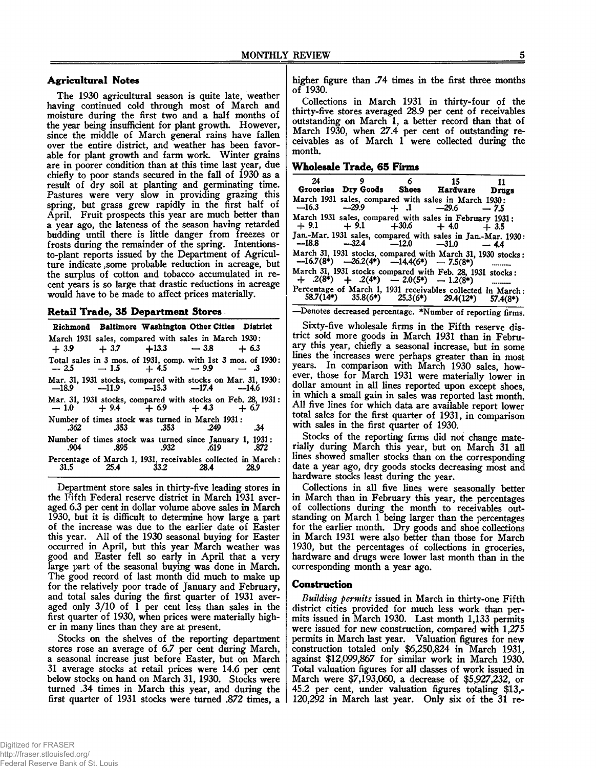## Agricultural Notes

The 1930 agricultural season is quite late, weather having continued cold through most of March and moisture during the first two and a half months of the year being insufficient for plant growth. However, since the middle of March general rains have fallen over the entire district, and weather has been favorable for plant growth and farm work. Winter grains are in poorer condition than at this time last year, due chiefly to poor stands secured in the fall of 1930 as a result of dry soil at planting and germinating time. Pastures were very slow in providing grazing this spring, but grass grew rapidly in the first half of April. Fruit prospects this year are much better than a year ago, the lateness of the season having retarded budding until there is little danger from freezes or frosts during the remainder of the spring. Intentions-to-plant reports issued by the Department of Agriculture indicate some probable reduction in acreage, but the surplus of cotton and tobacco accumulated in recent years is so large that drastic reductions in acreage would have to be made to affect prices materially.

## Retail Trade, 35 Department Stores

| Richmond | Baltimore | Washington | Other Cities | District |
|---|---|---|---|---|
| March 1931 sales, compared with sales in March 1930: | | | | |
| + 3.9 | + 3.7 | +13.3 | — 3.8 | + 6.3 |
| Total sales in 3 mos. of 1931, comp. with 1st 3 mos. of 1930: | | | | |
| — 2.5 | — 1.5 | + 4.5 | — 9.9 | — .3 |
| Mar. 31, 1931 stocks, compared with stocks on Mar. 31, 1930: | | | | |
| —18.9 | —11.9 | —15.3 | —17.4 | —14.6 |
| Mar. 31, 1931 stocks, compared with stocks on Feb. 28, 1931: | | | | |
| — 1.0 | + 9.4 | + 6.9 | + 4.3 | + 6.7 |
| Number of times stock was turned in March 1931: | | | | |
| .362 | .353 | .353 | .249 | .34 |
| Number of times stock was turned since January 1, 1931: | | | | |
| .904 | .895 | .932 | .619 | .872 |
| Percentage of March 1, 1931, receivables collected in March: | | | | |
| 31.5 | 25.4 | 33.2 | 28.4 | 28.9 |

Department store sales in thirty-five leading stores in the Fifth Federal reserve district in March 1931 averaged 6.3 per cent in dollar volume above sales in March 1930, but it is difficult to determine how large a part of the increase was due to the earlier date of Easter this year. All of the 1930 seasonal buying for Easter occurred in April, but this year March weather was good and Easter fell so early in April that a very large part of the seasonal buying was done in March. The good record of last month did much to make up for the relatively poor trade of January and February, and total sales during the first quarter of 1931 averaged only 3/10 of 1 per cent less than sales in the first quarter of 1930, when prices were materially higher in many lines than they are at present.

Stocks on the shelves of the reporting department stores rose an average of 6.7 per cent during March, a seasonal increase just before Easter, but on March 31 average stocks at retail prices were 14.6 per cent below stocks on hand on March 31, 1930. Stocks were turned .34 times in March this year, and during the first quarter of 1931 stocks were turned .872 times, a higher figure than .74 times in the first three months of 1930.

Collections in March 1931 in thirty-four of the thirty-five stores averaged 28.9 per cent of receivables outstanding on March 1, a better record than that of March 1930, when 27.4 per cent of outstanding receivables as of March 1 were collected during the month.

## Wholesale Trade, 65 Firms

| 24 Groceries | 9 Dry Goods | 6 Shoes | 15 Hardware | 11 Drugs |
|---|---|---|---|---|
| March 1931 sales, compared with sales in March 1930: | | | | |
| —16.3 | —29.9 | + .1 | —29.6 | — 7.5 |
| March 1931 sales, compared with sales in February 1931: | | | | |
| + 9.1 | + 9.1 | +30.6 | + 4.0 | + 3.5 |
| Jan.-Mar. 1931 sales, compared with sales in Jan.-Mar. 1930: | | | | |
| —18.8 | —32.4 | —12.0 | —31.0 | — 4.4 |
| March 31, 1931 stocks, compared with March 31, 1930 stocks: | | | | |
| —16.7(8*) | —26.2(4*) | —14.4(6*) | — 7.5(8*) | ——— |
| March 31, 1931 stocks compared with Feb. 28, 1931 stocks: | | | | |
| + .2(8*) | + .2(4*) | — 2.0(5*) | — 1.2(8*) | ——— |
| Percentage of March 1, 1931 receivables collected in March: | | | | |
| 58.7(14*) | 35.8(6*) | 25.3(6*) | 29.4(12*) | 57.4(8*) |

—Denotes decreased percentage. *Number of reporting firms.

Sixty-five wholesale firms in the Fifth reserve district sold more goods in March 1931 than in February this year, chiefly a seasonal increase, but in some lines the increases were perhaps greater than in most years. In comparison with March 1930 sales, however, those for March 1931 were materially lower in dollar amount in all lines reported upon except shoes, in which a small gain in sales was reported last month. All five lines for which data are available report lower total sales for the first quarter of 1931, in comparison with sales in the first quarter of 1930.

Stocks of the reporting firms did not change materially during March this year, but on March 31 all lines showed smaller stocks than on the corresponding date a year ago, dry goods stocks decreasing most and hardware stocks least during the year.

Collections in all five lines were seasonally better in March than in February this year, the percentages of collections during the month to receivables outstanding on March 1 being larger than the percentages for the earlier month. Dry goods and shoe collections in March 1931 were also better than those for March 1930, but the percentages of collections in groceries, hardware and drugs were lower last month than in the corresponding month a year ago.

## Construction

*Building permits* issued in March in thirty-one Fifth district cities provided for much less work than permits issued in March 1930. Last month 1,133 permits were issued for new construction, compared with 1,275 permits in March last year. Valuation figures for new construction totaled only $6,250,824 in March 1931, against $12,099,867 for similar work in March 1930. Total valuation figures for all classes of work issued in March were $7,193,060, a decrease of $5,927,232, or 45.2 per cent, under valuation figures totaling $13,120,292 in March last year. Only six of the 31 re-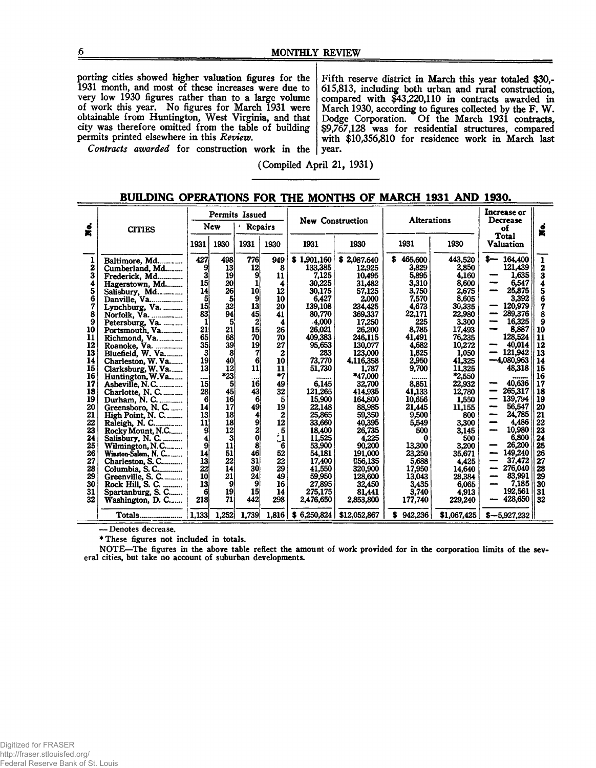porting cities showed higher valuation figures for the 1931 month, and most of these increases were due to very low 1930 figures rather than to a large volume of work this year. No figures for March 1931 were obtainable from Huntington, West Virginia, and that city was therefore omitted from the table of building permits printed elsewhere in this *Review*.

*Contracts awarded* for construction work in the Fifth reserve district in March this year totaled $30,615,813, including both urban and rural construction, compared with $43,220,110 in contracts awarded in March 1930, according to figures collected by the F. W. Dodge Corporation. Of the March 1931 contracts, $9,767,128 was for residential structures, compared with $10,356,810 for residence work in March last year.

(Compiled April 21, 1931)

## BUILDING OPERATIONS FOR THE MONTHS OF MARCH 1931 AND 1930.

| No. | CITIES | Permits Issued | | | | New Construction | | Alterations | | Increase or Decrease of Total Valuation | No. |
|---|---|---|---|---|---|---|---|---|---|---|---|
| | | New | | Repairs | | | | | | | |
| | | 1931 | 1930 | 1931 | 1930 | 1931 | 1930 | 1931 | 1930 | | |
| 1 | Baltimore, Md. | 427 | 498 | 776 | 949 | $ 1,901,160 | $ 2,087,640 | $ 465,600 | 443,520 | $— 164,400 | 1 |
| 2 | Cumberland, Md. | 9 | 13 | 12 | 8 | 133,385 | 12,925 | 3,829 | 2,850 | 121,439 | 2 |
| 3 | Frederick, Md. | 3 | 19 | 9 | 11 | 7,125 | 10,495 | 5,895 | 4,160 | — 1,635 | 3 |
| 4 | Hagerstown, Md. | 15 | 20 | 1 | 4 | 30,225 | 31,482 | 3,310 | 8,600 | — 6,547 | 4 |
| 5 | Salisbury, Md. | 14 | 26 | 10 | 12 | 30,175 | 57,125 | 3,750 | 2,675 | — 25,875 | 5 |
| 6 | Danville, Va. | 5 | 5 | 9 | 10 | 6,427 | 2,000 | 7,570 | 8,605 | 3,392 | 6 |
| 7 | Lynchburg, Va. | 15 | 32 | 13 | 20 | 139,108 | 234,425 | 4,673 | 30,335 | — 120,979 | 7 |
| 8 | Norfolk, Va. | 83 | 94 | 45 | 41 | 80,770 | 369,337 | 22,171 | 22,980 | — 289,376 | 8 |
| 9 | Petersburg, Va. | 1 | 5 | 2 | 4 | 4,000 | 17,250 | 225 | 3,300 | — 16,325 | 9 |
| 10 | Portsmouth, Va. | 21 | 21 | 15 | 26 | 26,021 | 26,200 | 8,785 | 17,493 | — 8,887 | 10 |
| 11 | Richmond, Va. | 65 | 68 | 70 | 70 | 409,383 | 246,115 | 41,491 | 76,235 | 128,524 | 11 |
| 12 | Roanoke, Va. | 35 | 39 | 19 | 27 | 95,653 | 130,077 | 4,682 | 10,272 | — 40,014 | 12 |
| 13 | Bluefield, W. Va. | 3 | 8 | 7 | 2 | 283 | 123,000 | 1,825 | 1,050 | — 121,942 | 13 |
| 14 | Charleston, W. Va. | 19 | 40 | 6 | 10 | 73,770 | 4,116,358 | 2,950 | 41,325 | —4,080,963 | 14 |
| 15 | Clarksburg, W. Va. | 13 | 12 | 11 | 11 | 51,730 | 1,787 | 9,700 | 11,325 | 48,318 | 15 |
| 16 | Huntington, W.Va. | .... | *23 | .... | *7 | ........ | *47,000 | ........ | *2,550 | ........ | 16 |
| 17 | Asheville, N. C. | 15 | 5 | 16 | 49 | 6,145 | 32,700 | 8,851 | 22,932 | — 40,636 | 17 |
| 18 | Charlotte, N. C. | 28 | 45 | 43 | 32 | 121,265 | 414,935 | 41,133 | 12,780 | — 265,317 | 18 |
| 19 | Durham, N. C. | 6 | 16 | 6 | 5 | 15,900 | 164,800 | 10,656 | 1,550 | — 139,794 | 19 |
| 20 | Greensboro, N. C. | 14 | 17 | 49 | 19 | 22,148 | 88,985 | 21,445 | 11,155 | — 56,547 | 20 |
| 21 | High Point, N. C. | 13 | 18 | 4 | 2 | 25,865 | 59,350 | 9,500 | 800 | — 24,785 | 21 |
| 22 | Raleigh, N. C. | 11 | 18 | 9 | 12 | 33,660 | 40,395 | 5,549 | 3,300 | — 4,486 | 22 |
| 23 | Rocky Mount, N.C. | 9 | 12 | 2 | 5 | 18,400 | 26,735 | 500 | 3,145 | — 10,980 | 23 |
| 24 | Salisbury, N. C. | 4 | 3 | 0 | 1 | 11,525 | 4,225 | 0 | 500 | 6,800 | 24 |
| 25 | Wilmington, N.C. | 9 | 11 | 8 | 6 | 53,900 | 90,200 | 13,300 | 3,200 | — 26,200 | 25 |
| 26 | Winston-Salem, N. C. | 14 | 51 | 46 | 52 | 54,181 | 191,000 | 23,250 | 35,671 | — 149,240 | 26 |
| 27 | Charleston, S. C. | 13 | 22 | 31 | 22 | 17,400 | 56,135 | 5,688 | 4,425 | — 37,472 | 27 |
| 28 | Columbia, S. C. | 22 | 14 | 30 | 29 | 41,550 | 320,900 | 17,950 | 14,640 | — 276,040 | 28 |
| 29 | Greenville, S. C. | 10 | 21 | 24 | 49 | 59,950 | 128,600 | 13,043 | 28,384 | — 83,991 | 29 |
| 30 | Rock Hill, S. C. | 13 | 9 | 9 | 16 | 27,895 | 32,450 | 3,435 | 6,065 | — 7,185 | 30 |
| 31 | Spartanburg, S. C. | 6 | 19 | 15 | 14 | 275,175 | 81,441 | 3,740 | 4,913 | 192,561 | 31 |
| 32 | Washington, D. C. | 218 | 71 | 442 | 298 | 2,476,650 | 2,853,800 | 177,740 | 229,240 | — 428,650 | 32 |
| | Totals | 1,133 | 1,252 | 1,739 | 1,816 | $ 6,250,824 | $12,052,867 | $ 942,236 | $1,067,425 | $—5,927,232 | |

— Denotes decrease.

* These figures not included in totals.

NOTE—The figures in the above table reflect the amount of work provided for in the corporation limits of the several cities, but take no account of suburban developments.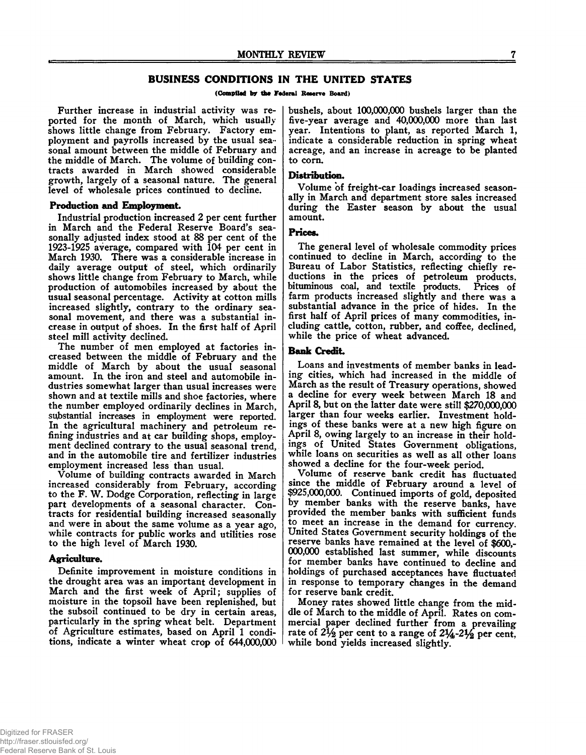## BUSINESS CONDITIONS IN THE UNITED STATES

**(Compiled by the Federal Reserve Board)**

Further increase in industrial activity was reported for the month of March, which usually shows little change from February. Factory employment and payrolls increased by the usual seasonal amount between the middle of February and the middle of March. The volume of building contracts awarded in March showed considerable growth, largely of a seasonal nature. The general level of wholesale prices continued to decline.

### Production and Employment.

Industrial production increased 2 per cent further in March and the Federal Reserve Board's seasonally adjusted index stood at 88 per cent of the 1923-1925 average, compared with 104 per cent in March 1930. There was a considerable increase in daily average output of steel, which ordinarily shows little change from February to March, while production of automobiles increased by about the usual seasonal percentage. Activity at cotton mills increased slightly, contrary to the ordinary seasonal movement, and there was a substantial increase in output of shoes. In the first half of April steel mill activity declined.

The number of men employed at factories increased between the middle of February and the middle of March by about the usual seasonal amount. In the iron and steel and automobile industries somewhat larger than usual increases were shown and at textile mills and shoe factories, where the number employed ordinarily declines in March, substantial increases in employment were reported. In the agricultural machinery and petroleum refining industries and at car building shops, employment declined contrary to the usual seasonal trend, and in the automobile tire and fertilizer industries employment increased less than usual.

Volume of building contracts awarded in March increased considerably from February, according to the F. W. Dodge Corporation, reflecting in large part developments of a seasonal character. Contracts for residential building increased seasonally and were in about the same volume as a year ago, while contracts for public works and utilities rose to the high level of March 1930.

### Agriculture.

Definite improvement in moisture conditions in the drought area was an important development in March and the first week of April; supplies of moisture in the topsoil have been replenished, but the subsoil continued to be dry in certain areas, particularly in the spring wheat belt. Department of Agriculture estimates, based on April 1 conditions, indicate a winter wheat crop of 644,000,000 bushels, about 100,000,000 bushels larger than the five-year average and 40,000,000 more than last year. Intentions to plant, as reported March 1, indicate a considerable reduction in spring wheat acreage, and an increase in acreage to be planted to corn.

### Distribution.

Volume of freight-car loadings increased seasonally in March and department store sales increased during the Easter season by about the usual amount.

### Prices.

The general level of wholesale commodity prices continued to decline in March, according to the Bureau of Labor Statistics, reflecting chiefly reductions in the prices of petroleum products, bituminous coal, and textile products. Prices of farm products increased slightly and there was a substantial advance in the price of hides. In the first half of April prices of many commodities, including cattle, cotton, rubber, and coffee, declined, while the price of wheat advanced.

### Bank Credit.

Loans and investments of member banks in leading cities, which had increased in the middle of March as the result of Treasury operations, showed a decline for every week between March 18 and April 8, but on the latter date were still $270,000,000 larger than four weeks earlier. Investment holdings of these banks were at a new high figure on April 8, owing largely to an increase in their holdings of United States Government obligations, while loans on securities as well as all other loans showed a decline for the four-week period.

Volume of reserve bank credit has fluctuated since the middle of February around a level of $925,000,000. Continued imports of gold, deposited by member banks with the reserve banks, have provided the member banks with sufficient funds to meet an increase in the demand for currency. United States Government security holdings of the reserve banks have remained at the level of $600,000,000 established last summer, while discounts for member banks have continued to decline and holdings of purchased acceptances have fluctuated in response to temporary changes in the demand for reserve bank credit.

Money rates showed little change from the middle of March to the middle of April. Rates on commercial paper declined further from a prevailing rate of 2½ per cent to a range of 2¼-2½ per cent, while bond yields increased slightly.